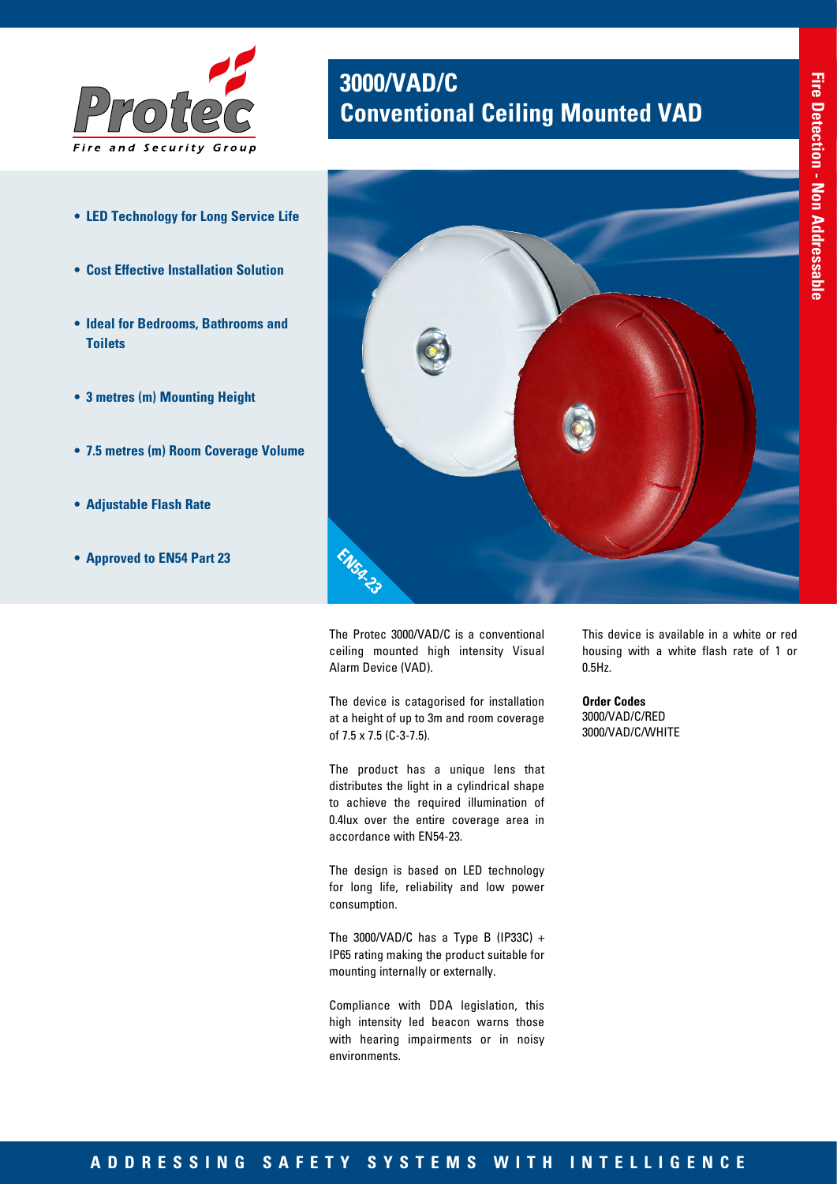# 3000/VAD/C Conventional Ceiling Mounted VAD

Fire Detection - Non Addressable

- **LED Technology for Long Service Life**
- **Cost Effective Installation Solution**
- **Ideal for Bedrooms, Bathrooms and Toilets**
- **3 metres (m) Mounting Height**
- **7.5 metres (m) Room Coverage Volume**
- **Adjustable Flash Rate**
- **Approved to EN54 Part 23**

The Protec 3000/VAD/C is a conventional ceiling mounted high intensity Visual Alarm Device (VAD).

The device is catagorised for installation at a height of up to 3m and room coverage of 7.5 x 7.5 (C-3-7.5).

The product has a unique lens that distributes the light in a cylindrical shape to achieve the required illumination of 0.4lux over the entire coverage area in accordance with EN54-23.

The design is based on LED technology for long life, reliability and low power consumption.

The 3000/VAD/C has a Type B (IP33C) + IP65 rating making the product suitable for mounting internally or externally.

Compliance with DDA legislation, this high intensity led beacon warns those with hearing impairments or in noisy environments.

This device is available in a white or red housing with a white flash rate of 1 or 0.5Hz.

**Order Codes**
3000/VAD/C/RED
3000/VAD/C/WHITE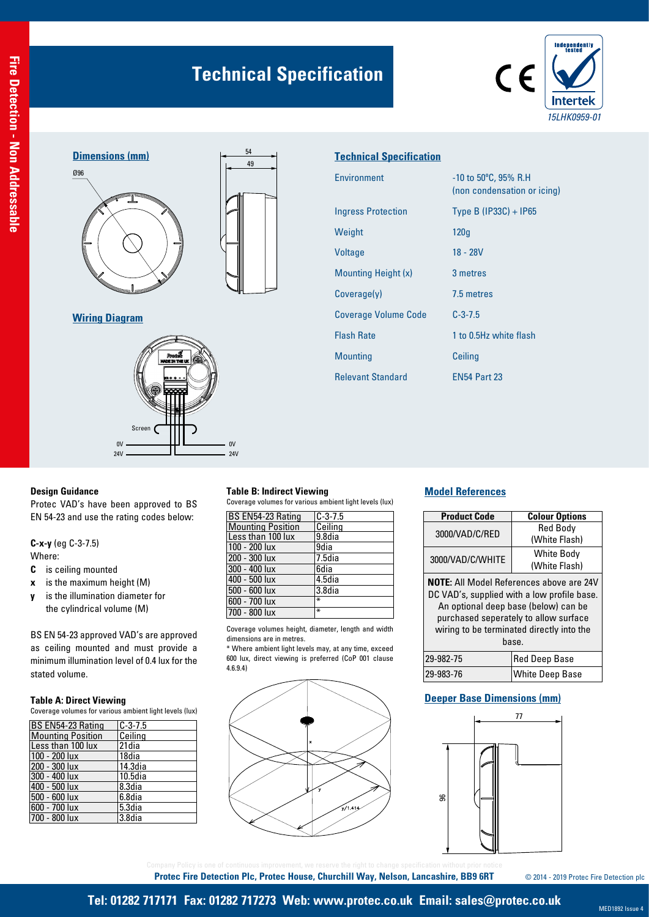# Technical Specification

15LHK0959-01

## Dimensions (mm)

Ø96

54

49

## Wiring Diagram

Screen

0V

24V

0V

24V

## Technical Specification

| | |
|---|---|
| Environment | -10 to 50ºC, 95% R.H (non condensation or icing) |
| Ingress Protection | Type B (IP33C) + IP65 |
| Weight | 120g |
| Voltage | 18 - 28V |
| Mounting Height (x) | 3 metres |
| Coverage(y) | 7.5 metres |
| Coverage Volume Code | C-3-7.5 |
| Flash Rate | 1 to 0.5Hz white flash |
| Mounting | Ceiling |
| Relevant Standard | EN54 Part 23 |

### Design Guidance

Protec VAD's have been approved to BS EN 54-23 and use the rating codes below:

**C-x-y** (eg C-3-7.5)

Where:

- **C** is ceiling mounted
- **x** is the maximum height (M)
- **y** is the illumination diameter for the cylindrical volume (M)

BS EN 54-23 approved VAD's are approved as ceiling mounted and must provide a minimum illumination level of 0.4 lux for the stated volume.

### Table A: Direct Viewing

Coverage volumes for various ambient light levels (lux)

| BS EN54-23 Rating | C-3-7.5 |
|---|---|
| Mounting Position | Ceiling |
| Less than 100 lux | 21dia |
| 100 - 200 lux | 18dia |
| 200 - 300 lux | 14.3dia |
| 300 - 400 lux | 10.5dia |
| 400 - 500 lux | 8.3dia |
| 500 - 600 lux | 6.8dia |
| 600 - 700 lux | 5.3dia |
| 700 - 800 lux | 3.8dia |

### Table B: Indirect Viewing

Coverage volumes for various ambient light levels (lux)

| BS EN54-23 Rating | C-3-7.5 |
|---|---|
| Mounting Position | Ceiling |
| Less than 100 lux | 9.8dia |
| 100 - 200 lux | 9dia |
| 200 - 300 lux | 7.5dia |
| 300 - 400 lux | 6dia |
| 400 - 500 lux | 4.5dia |
| 500 - 600 lux | 3.8dia |
| 600 - 700 lux | * |
| 700 - 800 lux | * |

Coverage volumes height, diameter, length and width dimensions are in metres.

* Where ambient light levels may, at any time, exceed 600 lux, direct viewing is preferred (CoP 001 clause 4.6.9.4)

x

y

y/1.414

## Model References

| Product Code | Colour Options |
|---|---|
| 3000/VAD/C/RED | Red Body (White Flash) |
| 3000/VAD/C/WHITE | White Body (White Flash) |

**NOTE:** All Model References above are 24V DC VAD's, supplied with a low profile base. An optional deep base (below) can be purchased seperately to allow surface wiring to be terminated directly into the base.

| | |
|---|---|
| 29-982-75 | Red Deep Base |
| 29-983-76 | White Deep Base |

## Deeper Base Dimensions (mm)

77

96

Company Policy is one of continuous improvement, we reserve the right to change specification without prior notice

**Protec Fire Detection Plc, Protec House, Churchill Way, Nelson, Lancashire, BB9 6RT**

© 2014 - 2019 Protec Fire Detection plc

**Tel: 01282 717171 Fax: 01282 717273 Web: www.protec.co.uk Email: sales@protec.co.uk**

MED1892 Issue 4